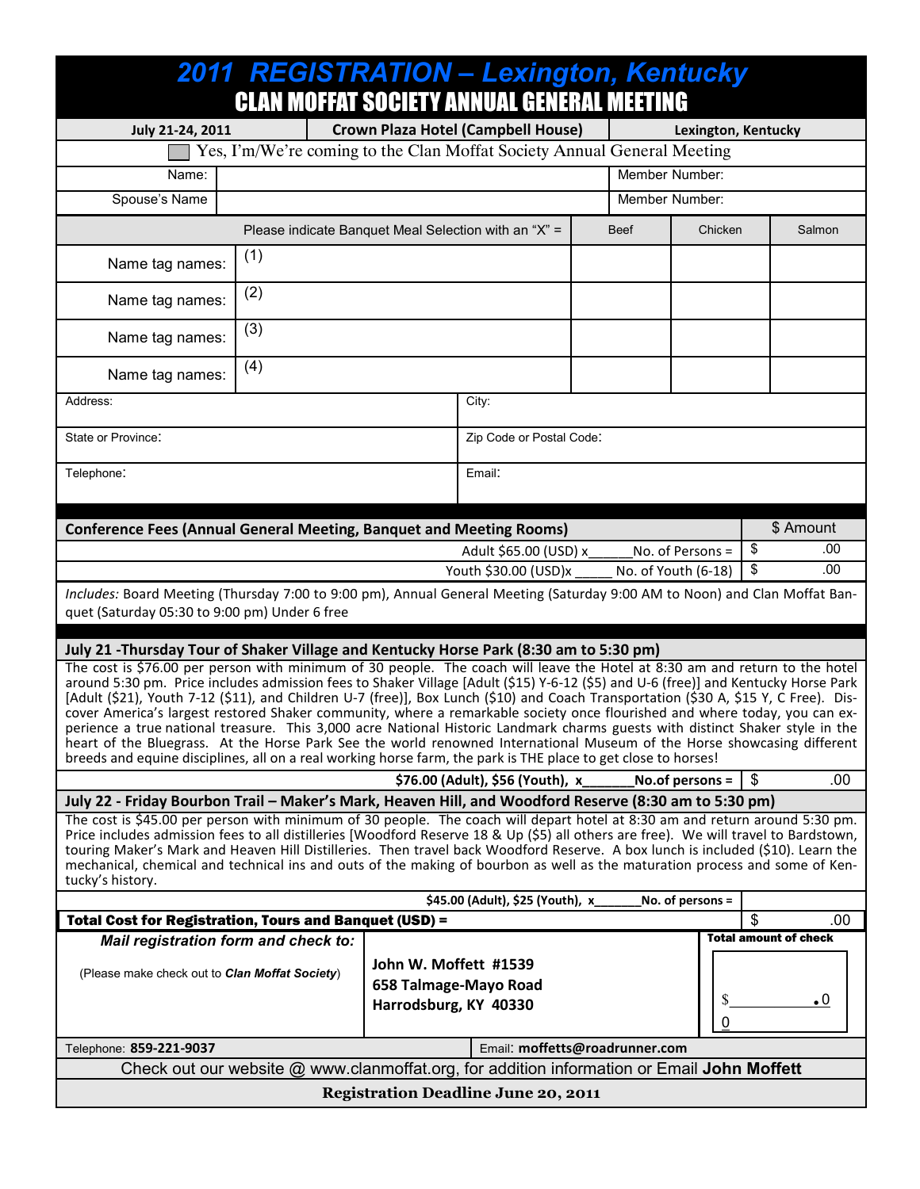# 2011 REGISTRATION – Lexington, Kentucky

## CLAN MOFFAT SOCIETY ANNUAL GENERAL MEETING

| July 21-24, 2011 | Crown Plaza Hotel (Campbell House) | Lexington, Kentucky |
|---|---|---|

☐ Yes, I'm/We're coming to the Clan Moffat Society Annual General Meeting

| Name: | | Member Number: |
|---|---|---|
| Spouse's Name | | Member Number: |

| | Please indicate Banquet Meal Selection with an "X" = | Beef | Chicken | Salmon |
|---|---|---|---|---|
| Name tag names: | (1) | | | |
| Name tag names: | (2) | | | |
| Name tag names: | (3) | | | |
| Name tag names: | (4) | | | |

| Address: | City: |
|---|---|
| State or Province: | Zip Code or Postal Code: |
| Telephone: | Email: |

| Conference Fees (Annual General Meeting, Banquet and Meeting Rooms) | $ Amount |
|---|---|
| Adult $65.00 (USD) x______No. of Persons = | $ .00 |
| Youth $30.00 (USD)x _____ No. of Youth (6-18) | $ .00 |

*Includes:* Board Meeting (Thursday 7:00 to 9:00 pm), Annual General Meeting (Saturday 9:00 AM to Noon) and Clan Moffat Banquet (Saturday 05:30 to 9:00 pm) Under 6 free

### July 21 -Thursday Tour of Shaker Village and Kentucky Horse Park (8:30 am to 5:30 pm)

The cost is $76.00 per person with minimum of 30 people. The coach will leave the Hotel at 8:30 am and return to the hotel around 5:30 pm. Price includes admission fees to Shaker Village [Adult ($15) Y-6-12 ($5) and U-6 (free)] and Kentucky Horse Park [Adult ($21), Youth 7-12 ($11), and Children U-7 (free)], Box Lunch ($10) and Coach Transportation ($30 A, $15 Y, C Free). Discover America's largest restored Shaker community, where a remarkable society once flourished and where today, you can experience a true national treasure. This 3,000 acre National Historic Landmark charms guests with distinct Shaker style in the heart of the Bluegrass. At the Horse Park See the world renowned International Museum of the Horse showcasing different breeds and equine disciplines, all on a real working horse farm, the park is THE place to get close to horses!

| **$76.00 (Adult), $56 (Youth), x_______No.of persons =** | $ .00 |
|---|---|

### July 22 - Friday Bourbon Trail – Maker's Mark, Heaven Hill, and Woodford Reserve (8:30 am to 5:30 pm)

The cost is $45.00 per person with minimum of 30 people. The coach will depart hotel at 8:30 am and return around 5:30 pm. Price includes admission fees to all distilleries [Woodford Reserve 18 & Up ($5) all others are free). We will travel to Bardstown, touring Maker's Mark and Heaven Hill Distilleries. Then travel back Woodford Reserve. A box lunch is included ($10). Learn the mechanical, chemical and technical ins and outs of the making of bourbon as well as the maturation process and some of Kentucky's history.

| **$45.00 (Adult), $25 (Youth), x_______No. of persons =** | |
|---|---|
| **Total Cost for Registration, Tours and Banquet (USD) =** | $ .00 |

| *Mail registration form and check to:* (Please make check out to ***Clan Moffat Society***) | **John W. Moffett #1539** **658 Talmage-Mayo Road** **Harrodsburg, KY 40330** | **Total amount of check** $_________.00 |
|---|---|---|
| Telephone: **859-221-9037** | Email: **moffetts@roadrunner.com** | |

Check out our website @ www.clanmoffat.org, for addition information or Email **John Moffett**

**Registration Deadline June 20, 2011**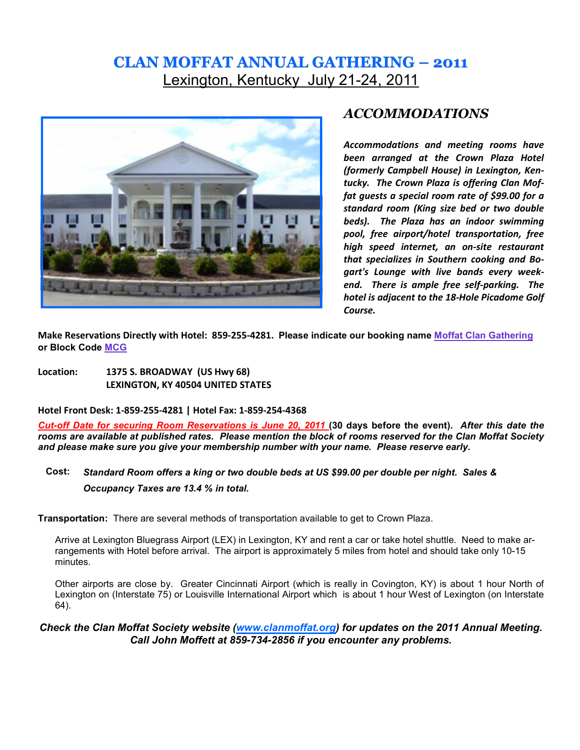# CLAN MOFFAT ANNUAL GATHERING – 2011

Lexington, Kentucky July 21-24, 2011

## *ACCOMMODATIONS*

***Accommodations and meeting rooms have been arranged at the Crown Plaza Hotel (formerly Campbell House) in Lexington, Kentucky. The Crown Plaza is offering Clan Moffat guests a special room rate of $99.00 for a standard room (King size bed or two double beds). The Plaza has an indoor swimming pool, free airport/hotel transportation, free high speed internet, an on-site restaurant that specializes in Southern cooking and Bogart's Lounge with live bands every weekend. There is ample free self-parking. The hotel is adjacent to the 18-Hole Picadome Golf Course.***

**Make Reservations Directly with Hotel: 859-255-4281. Please indicate our booking name Moffat Clan Gathering or Block Code MCG**

**Location:** **1375 S. BROADWAY (US Hwy 68)**
**LEXINGTON, KY 40504 UNITED STATES**

**Hotel Front Desk: 1-859-255-4281 | Hotel Fax: 1-859-254-4368**

***Cut-off Date for securing Room Reservations is June 20, 2011*** **(30 days before the event).** ***After this date the rooms are available at published rates. Please mention the block of rooms reserved for the Clan Moffat Society and please make sure you give your membership number with your name. Please reserve early.***

**Cost:** ***Standard Room offers a king or two double beds at US $99.00 per double per night. Sales & Occupancy Taxes are 13.4 % in total.***

**Transportation:** There are several methods of transportation available to get to Crown Plaza.

Arrive at Lexington Bluegrass Airport (LEX) in Lexington, KY and rent a car or take hotel shuttle. Need to make arrangements with Hotel before arrival. The airport is approximately 5 miles from hotel and should take only 10-15 minutes.

Other airports are close by. Greater Cincinnati Airport (which is really in Covington, KY) is about 1 hour North of Lexington on (Interstate 75) or Louisville International Airport which is about 1 hour West of Lexington (on Interstate 64).

***Check the Clan Moffat Society website (www.clanmoffat.org) for updates on the 2011 Annual Meeting. Call John Moffett at 859-734-2856 if you encounter any problems.***